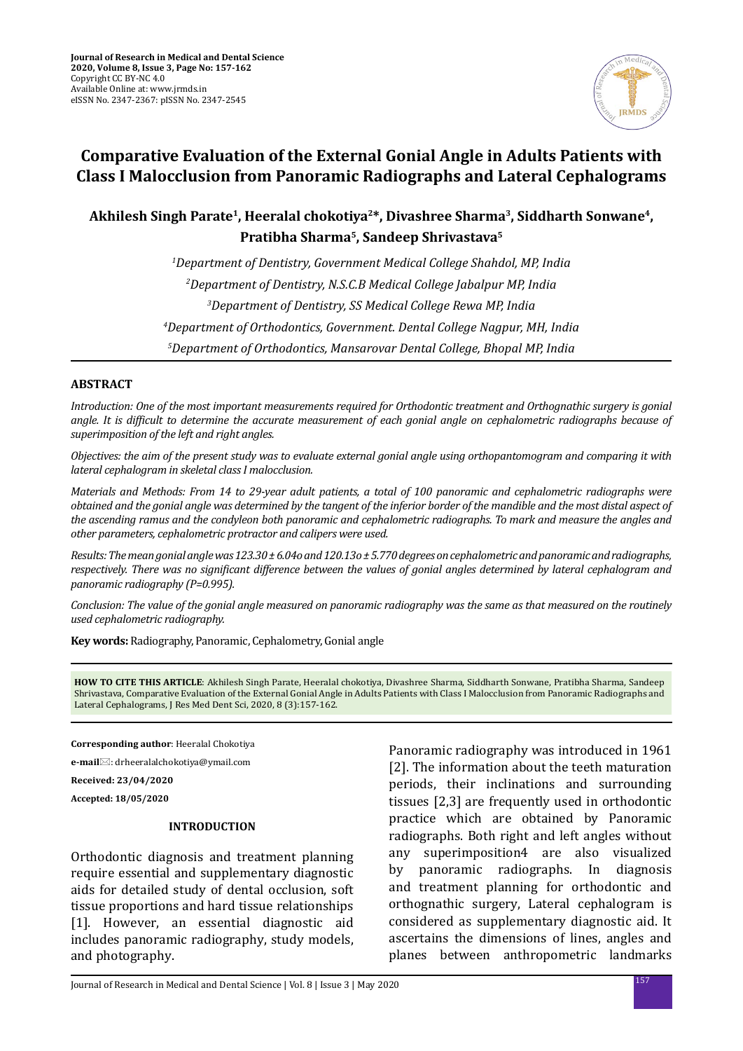# Comparative Evaluation of the External Gonial Angle in Adults Patients with Class I Malocclusion from Panoramic Radiographs and Lateral Cephalograms

**Akhilesh Singh Parate[1], Heeralal chokotiya[2]*, Divashree Sharma[3], Siddharth Sonwane[4], Pratibha Sharma[5], Sandeep Shrivastava[5]**

*[1]Department of Dentistry, Government Medical College Shahdol, MP, India*

*[2]Department of Dentistry, N.S.C.B Medical College Jabalpur MP, India*

*[3]Department of Dentistry, SS Medical College Rewa MP, India*

*[4]Department of Orthodontics, Government. Dental College Nagpur, MH, India*

*[5]Department of Orthodontics, Mansarovar Dental College, Bhopal MP, India*

## ABSTRACT

*Introduction: One of the most important measurements required for Orthodontic treatment and Orthognathic surgery is gonial angle. It is difficult to determine the accurate measurement of each gonial angle on cephalometric radiographs because of superimposition of the left and right angles.*

*Objectives: the aim of the present study was to evaluate external gonial angle using orthopantomogram and comparing it with lateral cephalogram in skeletal class I malocclusion.*

*Materials and Methods: From 14 to 29-year adult patients, a total of 100 panoramic and cephalometric radiographs were obtained and the gonial angle was determined by the tangent of the inferior border of the mandible and the most distal aspect of the ascending ramus and the condyleon both panoramic and cephalometric radiographs. To mark and measure the angles and other parameters, cephalometric protractor and calipers were used.*

*Results: The mean gonial angle was 123.30 ± 6.04o and 120.13o ± 5.770 degrees on cephalometric and panoramic and radiographs, respectively. There was no significant difference between the values of gonial angles determined by lateral cephalogram and panoramic radiography (P=0.995).*

*Conclusion: The value of the gonial angle measured on panoramic radiography was the same as that measured on the routinely used cephalometric radiography.*

**Key words:** Radiography, Panoramic, Cephalometry, Gonial angle

**HOW TO CITE THIS ARTICLE**: Akhilesh Singh Parate, Heeralal chokotiya, Divashree Sharma, Siddharth Sonwane, Pratibha Sharma, Sandeep Shrivastava, Comparative Evaluation of the External Gonial Angle in Adults Patients with Class I Malocclusion from Panoramic Radiographs and Lateral Cephalograms, J Res Med Dent Sci, 2020, 8 (3):157-162.

**Corresponding author**: Heeralal Chokotiya

**e-mail**: drheeralalchokotiya@ymail.com

**Received: 23/04/2020**

**Accepted: 18/05/2020**

## INTRODUCTION

Orthodontic diagnosis and treatment planning require essential and supplementary diagnostic aids for detailed study of dental occlusion, soft tissue proportions and hard tissue relationships [1]. However, an essential diagnostic aid includes panoramic radiography, study models, and photography.

Panoramic radiography was introduced in 1961 [2]. The information about the teeth maturation periods, their inclinations and surrounding tissues [2,3] are frequently used in orthodontic practice which are obtained by Panoramic radiographs. Both right and left angles without any superimposition4 are also visualized by panoramic radiographs. In diagnosis and treatment planning for orthodontic and orthognathic surgery, Lateral cephalogram is considered as supplementary diagnostic aid. It ascertains the dimensions of lines, angles and planes between anthropometric landmarks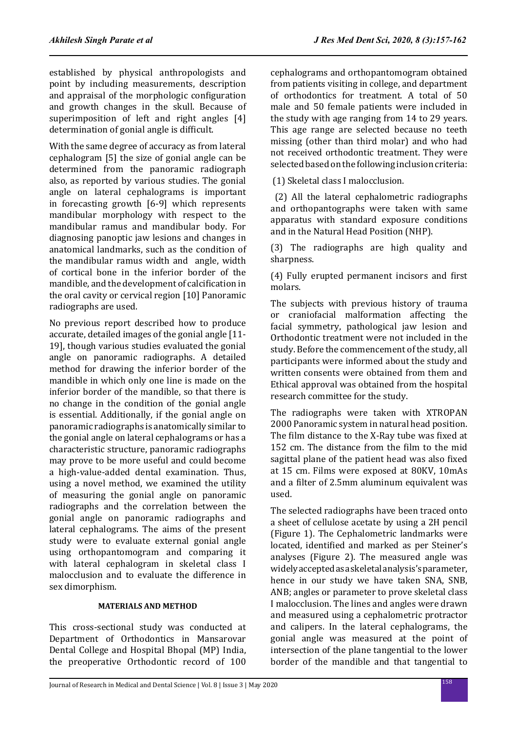established by physical anthropologists and point by including measurements, description and appraisal of the morphologic configuration and growth changes in the skull. Because of superimposition of left and right angles [4] determination of gonial angle is difficult.

With the same degree of accuracy as from lateral cephalogram [5] the size of gonial angle can be determined from the panoramic radiograph also, as reported by various studies. The gonial angle on lateral cephalograms is important in forecasting growth [6-9] which represents mandibular morphology with respect to the mandibular ramus and mandibular body. For diagnosing panoptic jaw lesions and changes in anatomical landmarks, such as the condition of the mandibular ramus width and angle, width of cortical bone in the inferior border of the mandible, and the development of calcification in the oral cavity or cervical region [10] Panoramic radiographs are used.

No previous report described how to produce accurate, detailed images of the gonial angle [11-19], though various studies evaluated the gonial angle on panoramic radiographs. A detailed method for drawing the inferior border of the mandible in which only one line is made on the inferior border of the mandible, so that there is no change in the condition of the gonial angle is essential. Additionally, if the gonial angle on panoramic radiographs is anatomically similar to the gonial angle on lateral cephalograms or has a characteristic structure, panoramic radiographs may prove to be more useful and could become a high-value-added dental examination. Thus, using a novel method, we examined the utility of measuring the gonial angle on panoramic radiographs and the correlation between the gonial angle on panoramic radiographs and lateral cephalograms. The aims of the present study were to evaluate external gonial angle using orthopantomogram and comparing it with lateral cephalogram in skeletal class I malocclusion and to evaluate the difference in sex dimorphism.

## MATERIALS AND METHOD

This cross-sectional study was conducted at Department of Orthodontics in Mansarovar Dental College and Hospital Bhopal (MP) India, the preoperative Orthodontic record of 100 cephalograms and orthopantomogram obtained from patients visiting in college, and department of orthodontics for treatment. A total of 50 male and 50 female patients were included in the study with age ranging from 14 to 29 years. This age range are selected because no teeth missing (other than third molar) and who had not received orthodontic treatment. They were selected based on the following inclusion criteria:

(1) Skeletal class I malocclusion.

(2) All the lateral cephalometric radiographs and orthopantographs were taken with same apparatus with standard exposure conditions and in the Natural Head Position (NHP).

(3) The radiographs are high quality and sharpness.

(4) Fully erupted permanent incisors and first molars.

The subjects with previous history of trauma or craniofacial malformation affecting the facial symmetry, pathological jaw lesion and Orthodontic treatment were not included in the study. Before the commencement of the study, all participants were informed about the study and written consents were obtained from them and Ethical approval was obtained from the hospital research committee for the study.

The radiographs were taken with XTROPAN 2000 Panoramic system in natural head position. The film distance to the X-Ray tube was fixed at 152 cm. The distance from the film to the mid sagittal plane of the patient head was also fixed at 15 cm. Films were exposed at 80KV, 10mAs and a filter of 2.5mm aluminum equivalent was used.

The selected radiographs have been traced onto a sheet of cellulose acetate by using a 2H pencil (Figure 1). The Cephalometric landmarks were located, identified and marked as per Steiner's analyses (Figure 2). The measured angle was widely accepted as a skeletal analysis's parameter, hence in our study we have taken SNA, SNB, ANB; angles or parameter to prove skeletal class I malocclusion. The lines and angles were drawn and measured using a cephalometric protractor and calipers. In the lateral cephalograms, the gonial angle was measured at the point of intersection of the plane tangential to the lower border of the mandible and that tangential to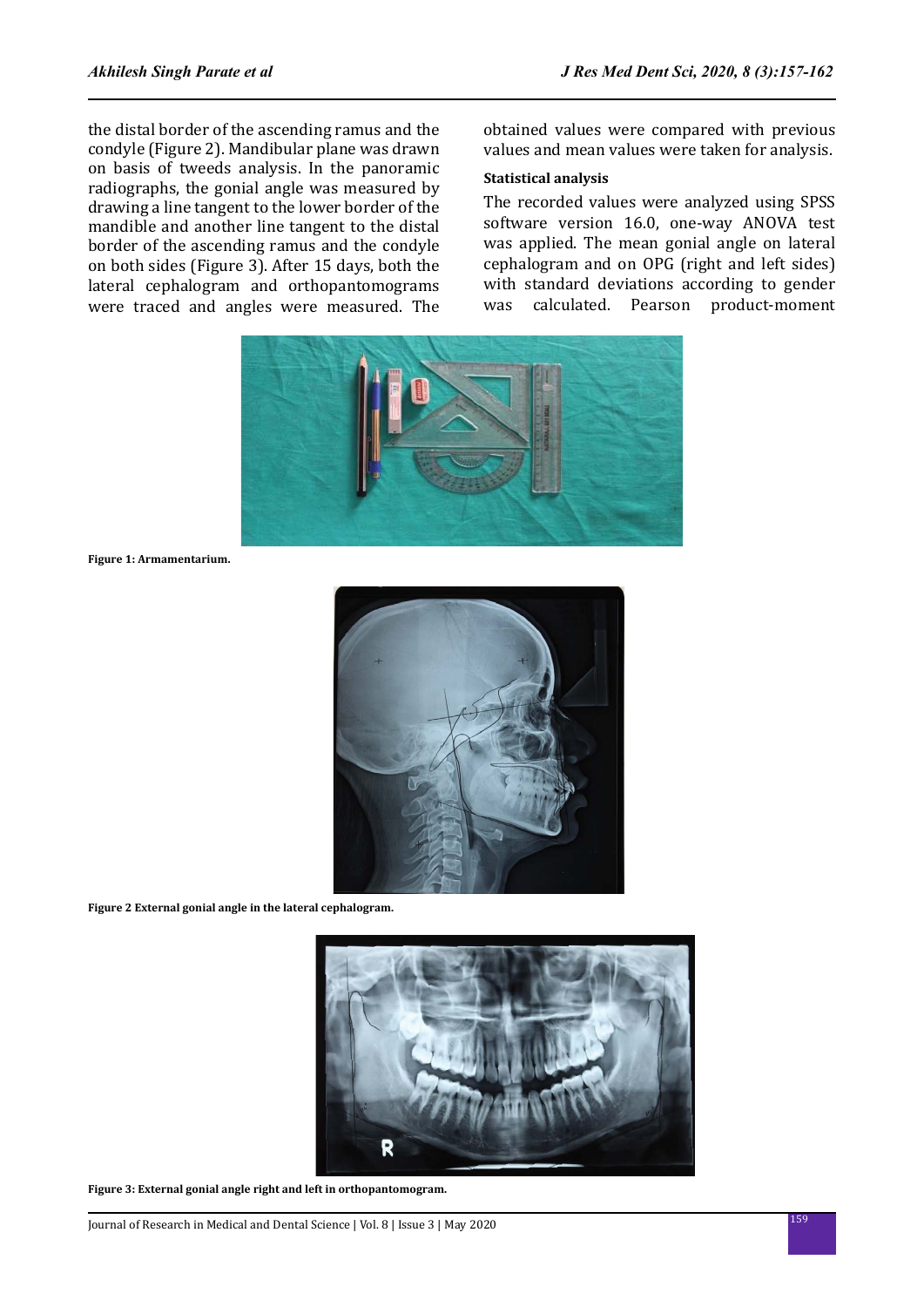the distal border of the ascending ramus and the condyle (Figure 2). Mandibular plane was drawn on basis of tweeds analysis. In the panoramic radiographs, the gonial angle was measured by drawing a line tangent to the lower border of the mandible and another line tangent to the distal border of the ascending ramus and the condyle on both sides (Figure 3). After 15 days, both the lateral cephalogram and orthopantomograms were traced and angles were measured. The obtained values were compared with previous values and mean values were taken for analysis.

**Statistical analysis**

The recorded values were analyzed using SPSS software version 16.0, one-way ANOVA test was applied. The mean gonial angle on lateral cephalogram and on OPG (right and left sides) with standard deviations according to gender was calculated. Pearson product-moment

**Figure 1: Armamentarium.**

**Figure 2 External gonial angle in the lateral cephalogram.**

**Figure 3: External gonial angle right and left in orthopantomogram.**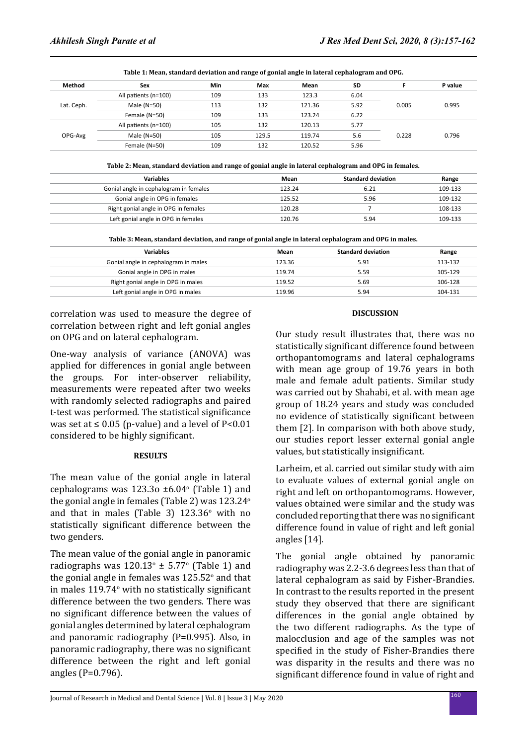**Table 1: Mean, standard deviation and range of gonial angle in lateral cephalogram and OPG.**

| Method | Sex | Min | Max | Mean | SD | F | P value |
|---|---|---|---|---|---|---|---|
| Lat. Ceph. | All patients (n=100) | 109 | 133 | 123.3 | 6.04 | 0.005 | 0.995 |
| | Male (N=50) | 113 | 132 | 121.36 | 5.92 | | |
| | Female (N=50) | 109 | 133 | 123.24 | 6.22 | | |
| OPG-Avg | All patients (n=100) | 105 | 132 | 120.13 | 5.77 | 0.228 | 0.796 |
| | Male (N=50) | 105 | 129.5 | 119.74 | 5.6 | | |
| | Female (N=50) | 109 | 132 | 120.52 | 5.96 | | |

**Table 2: Mean, standard deviation and range of gonial angle in lateral cephalogram and OPG in females.**

| Variables | Mean | Standard deviation | Range |
|---|---|---|---|
| Gonial angle in cephalogram in females | 123.24 | 6.21 | 109-133 |
| Gonial angle in OPG in females | 125.52 | 5.96 | 109-132 |
| Right gonial angle in OPG in females | 120.28 | 7 | 108-133 |
| Left gonial angle in OPG in females | 120.76 | 5.94 | 109-133 |

**Table 3: Mean, standard deviation, and range of gonial angle in lateral cephalogram and OPG in males.**

| Variables | Mean | Standard deviation | Range |
|---|---|---|---|
| Gonial angle in cephalogram in males | 123.36 | 5.91 | 113-132 |
| Gonial angle in OPG in males | 119.74 | 5.59 | 105-129 |
| Right gonial angle in OPG in males | 119.52 | 5.69 | 106-128 |
| Left gonial angle in OPG in males | 119.96 | 5.94 | 104-131 |

correlation was used to measure the degree of correlation between right and left gonial angles on OPG and on lateral cephalogram.

One-way analysis of variance (ANOVA) was applied for differences in gonial angle between the groups. For inter-observer reliability, measurements were repeated after two weeks with randomly selected radiographs and paired t-test was performed. The statistical significance was set at $\leq 0.05$ (p-value) and a level of $P<0.01$ considered to be highly significant.

## RESULTS

The mean value of the gonial angle in lateral cephalograms was 123.3o $\pm 6.04^{o}$ (Table 1) and the gonial angle in females (Table 2) was $123.24^{o}$ and that in males (Table 3) $123.36^{o}$ with no statistically significant difference between the two genders.

The mean value of the gonial angle in panoramic radiographs was $120.13^{o} \pm 5.77^{o}$ (Table 1) and the gonial angle in females was $125.52^{o}$ and that in males $119.74^{o}$ with no statistically significant difference between the two genders. There was no significant difference between the values of gonial angles determined by lateral cephalogram and panoramic radiography (P=0.995). Also, in panoramic radiography, there was no significant difference between the right and left gonial angles (P=0.796).

## DISCUSSION

Our study result illustrates that, there was no statistically significant difference found between orthopantomograms and lateral cephalograms with mean age group of 19.76 years in both male and female adult patients. Similar study was carried out by Shahabi, et al. with mean age group of 18.24 years and study was concluded no evidence of statistically significant between them [2]. In comparison with both above study, our studies report lesser external gonial angle values, but statistically insignificant.

Larheim, et al. carried out similar study with aim to evaluate values of external gonial angle on right and left on orthopantomograms. However, values obtained were similar and the study was concluded reporting that there was no significant difference found in value of right and left gonial angles [14].

The gonial angle obtained by panoramic radiography was 2.2-3.6 degrees less than that of lateral cephalogram as said by Fisher-Brandies. In contrast to the results reported in the present study they observed that there are significant differences in the gonial angle obtained by the two different radiographs. As the type of malocclusion and age of the samples was not specified in the study of Fisher-Brandies there was disparity in the results and there was no significant difference found in value of right and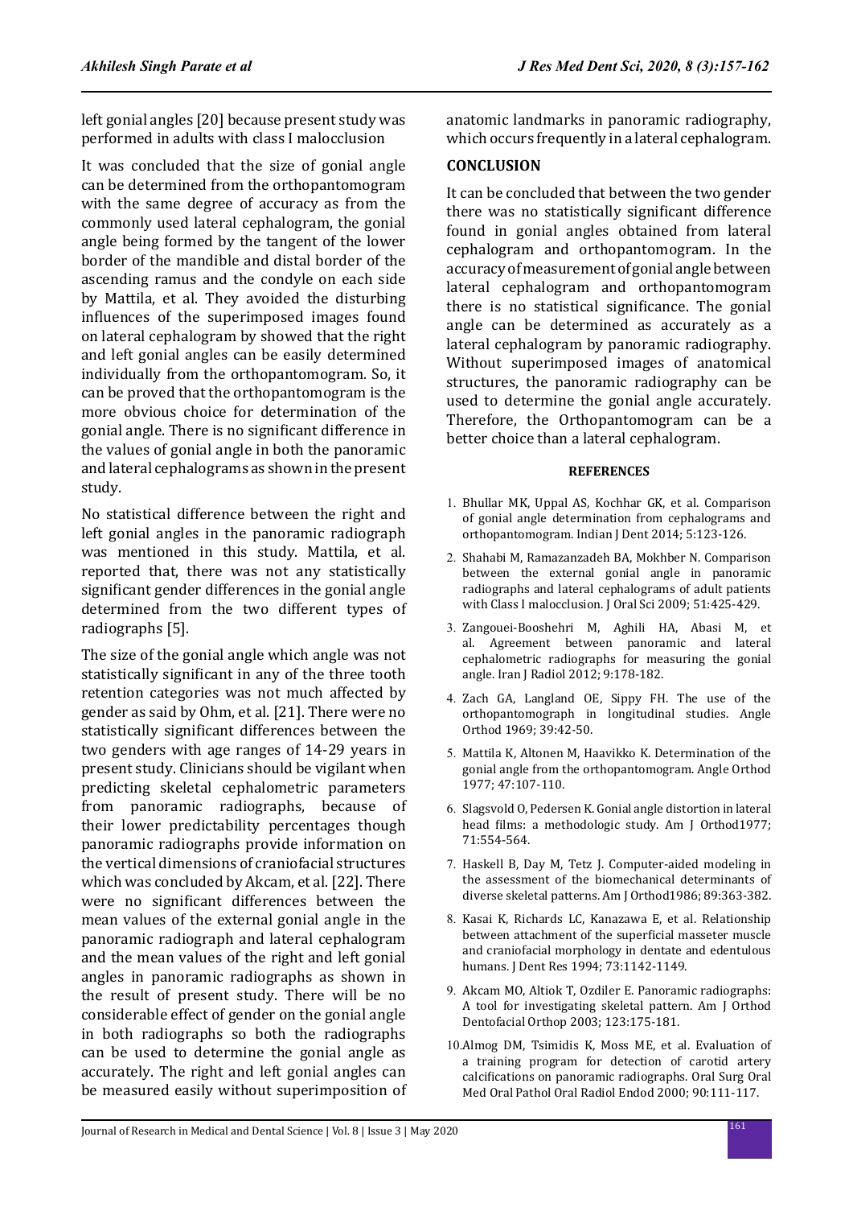left gonial angles [20] because present study was performed in adults with class I malocclusion

It was concluded that the size of gonial angle can be determined from the orthopantomogram with the same degree of accuracy as from the commonly used lateral cephalogram, the gonial angle being formed by the tangent of the lower border of the mandible and distal border of the ascending ramus and the condyle on each side by Mattila, et al. They avoided the disturbing influences of the superimposed images found on lateral cephalogram by showed that the right and left gonial angles can be easily determined individually from the orthopantomogram. So, it can be proved that the orthopantomogram is the more obvious choice for determination of the gonial angle. There is no significant difference in the values of gonial angle in both the panoramic and lateral cephalograms as shown in the present study.

No statistical difference between the right and left gonial angles in the panoramic radiograph was mentioned in this study. Mattila, et al. reported that, there was not any statistically significant gender differences in the gonial angle determined from the two different types of radiographs [5].

The size of the gonial angle which angle was not statistically significant in any of the three tooth retention categories was not much affected by gender as said by Ohm, et al. [21]. There were no statistically significant differences between the two genders with age ranges of 14-29 years in present study. Clinicians should be vigilant when predicting skeletal cephalometric parameters from panoramic radiographs, because of their lower predictability percentages though panoramic radiographs provide information on the vertical dimensions of craniofacial structures which was concluded by Akcam, et al. [22]. There were no significant differences between the mean values of the external gonial angle in the panoramic radiograph and lateral cephalogram and the mean values of the right and left gonial angles in panoramic radiographs as shown in the result of present study. There will be no considerable effect of gender on the gonial angle in both radiographs so both the radiographs can be used to determine the gonial angle as accurately. The right and left gonial angles can be measured easily without superimposition of anatomic landmarks in panoramic radiography, which occurs frequently in a lateral cephalogram.

## CONCLUSION

It can be concluded that between the two gender there was no statistically significant difference found in gonial angles obtained from lateral cephalogram and orthopantomogram. In the accuracy of measurement of gonial angle between lateral cephalogram and orthopantomogram there is no statistical significance. The gonial angle can be determined as accurately as a lateral cephalogram by panoramic radiography. Without superimposed images of anatomical structures, the panoramic radiography can be used to determine the gonial angle accurately. Therefore, the Orthopantomogram can be a better choice than a lateral cephalogram.

## REFERENCES

1. Bhullar MK, Uppal AS, Kochhar GK, et al. Comparison of gonial angle determination from cephalograms and orthopantomogram. Indian J Dent 2014; 5:123-126.
2. Shahabi M, Ramazanzadeh BA, Mokhber N. Comparison between the external gonial angle in panoramic radiographs and lateral cephalograms of adult patients with Class I malocclusion. J Oral Sci 2009; 51:425-429.
3. Zangouei-Booshehri M, Aghili HA, Abasi M, et al. Agreement between panoramic and lateral cephalometric radiographs for measuring the gonial angle. Iran J Radiol 2012; 9:178-182.
4. Zach GA, Langland OE, Sippy FH. The use of the orthopantomograph in longitudinal studies. Angle Orthod 1969; 39:42-50.
5. Mattila K, Altonen M, Haavikko K. Determination of the gonial angle from the orthopantomogram. Angle Orthod 1977; 47:107-110.
6. Slagsvold O, Pedersen K. Gonial angle distortion in lateral head films: a methodologic study. Am J Orthod1977; 71:554-564.
7. Haskell B, Day M, Tetz J. Computer-aided modeling in the assessment of the biomechanical determinants of diverse skeletal patterns. Am J Orthod1986; 89:363-382.
8. Kasai K, Richards LC, Kanazawa E, et al. Relationship between attachment of the superficial masseter muscle and craniofacial morphology in dentate and edentulous humans. J Dent Res 1994; 73:1142-1149.
9. Akcam MO, Altiok T, Ozdiler E. Panoramic radiographs: A tool for investigating skeletal pattern. Am J Orthod Dentofacial Orthop 2003; 123:175-181.
10. Almog DM, Tsimidis K, Moss ME, et al. Evaluation of a training program for detection of carotid artery calcifications on panoramic radiographs. Oral Surg Oral Med Oral Pathol Oral Radiol Endod 2000; 90:111-117.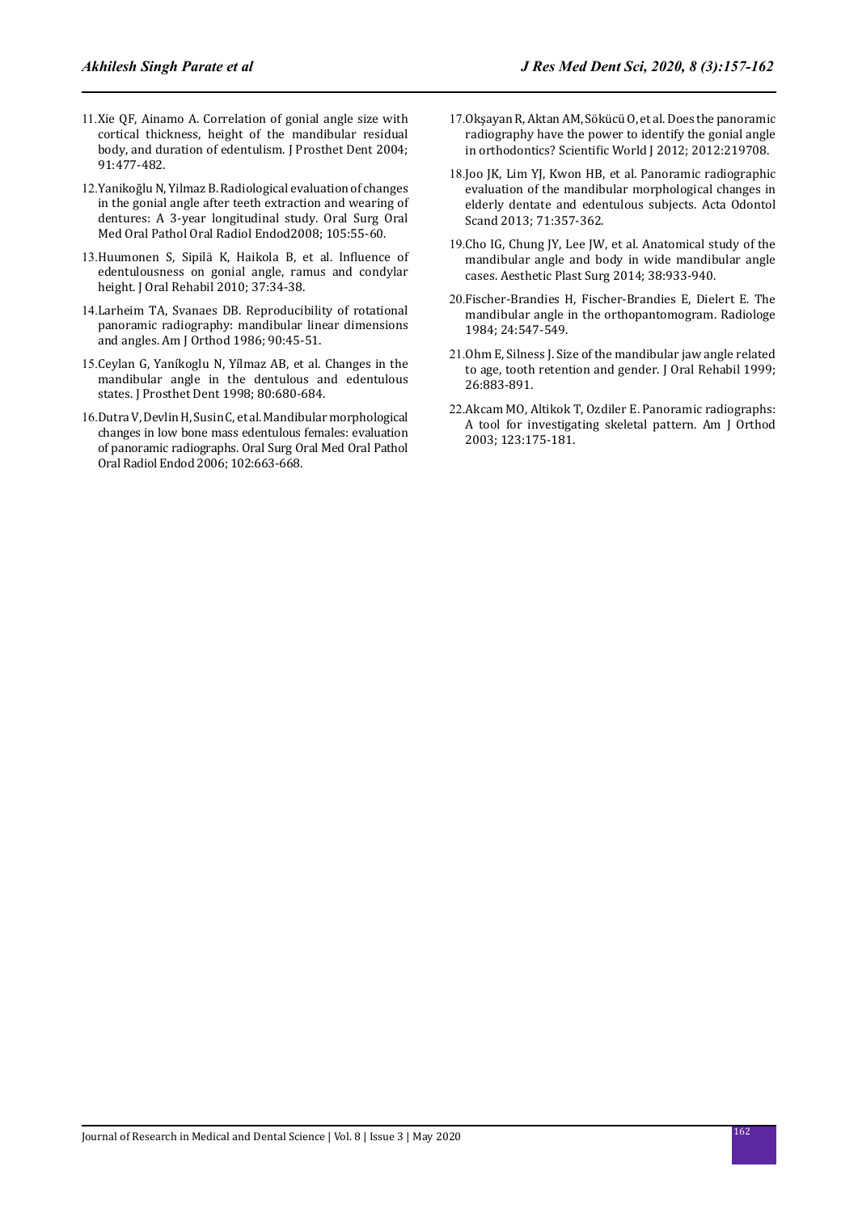11. Xie QF, Ainamo A. Correlation of gonial angle size with cortical thickness, height of the mandibular residual body, and duration of edentulism. J Prosthet Dent 2004; 91:477-482.
12. Yanikoğlu N, Yilmaz B. Radiological evaluation of changes in the gonial angle after teeth extraction and wearing of dentures: A 3-year longitudinal study. Oral Surg Oral Med Oral Pathol Oral Radiol Endod2008; 105:55-60.
13. Huumonen S, Sipilä K, Haikola B, et al. Influence of edentulousness on gonial angle, ramus and condylar height. J Oral Rehabil 2010; 37:34-38.
14. Larheim TA, Svanaes DB. Reproducibility of rotational panoramic radiography: mandibular linear dimensions and angles. Am J Orthod 1986; 90:45-51.
15. Ceylan G, Yaníkoglu N, Yílmaz AB, et al. Changes in the mandibular angle in the dentulous and edentulous states. J Prosthet Dent 1998; 80:680-684.
16. Dutra V, Devlin H, Susin C, et al. Mandibular morphological changes in low bone mass edentulous females: evaluation of panoramic radiographs. Oral Surg Oral Med Oral Pathol Oral Radiol Endod 2006; 102:663-668.
17. Okşayan R, Aktan AM, Sökücü O, et al. Does the panoramic radiography have the power to identify the gonial angle in orthodontics? Scientific World J 2012; 2012:219708.
18. Joo JK, Lim YJ, Kwon HB, et al. Panoramic radiographic evaluation of the mandibular morphological changes in elderly dentate and edentulous subjects. Acta Odontol Scand 2013; 71:357-362.
19. Cho IG, Chung JY, Lee JW, et al. Anatomical study of the mandibular angle and body in wide mandibular angle cases. Aesthetic Plast Surg 2014; 38:933-940.
20. Fischer-Brandies H, Fischer-Brandies E, Dielert E. The mandibular angle in the orthopantomogram. Radiologe 1984; 24:547-549.
21. Ohm E, Silness J. Size of the mandibular jaw angle related to age, tooth retention and gender. J Oral Rehabil 1999; 26:883-891.
22. Akcam MO, Altikok T, Ozdiler E. Panoramic radiographs: A tool for investigating skeletal pattern. Am J Orthod 2003; 123:175-181.